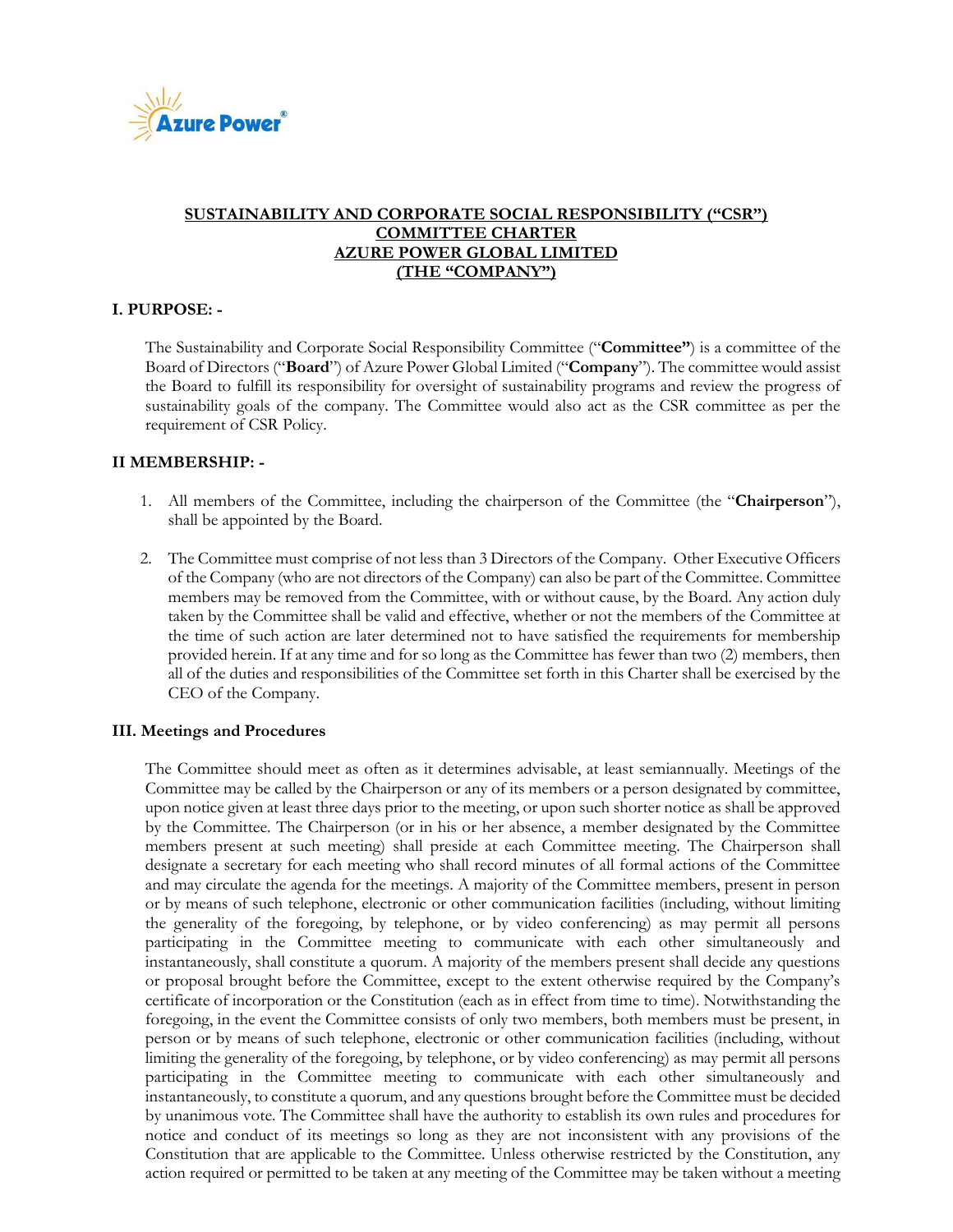# SUSTAINABILITY AND CORPORATE SOCIAL RESPONSIBILITY ("CSR") COMMITTEE CHARTER
# AZURE POWER GLOBAL LIMITED
# (THE "COMPANY")

## I. PURPOSE: -

The Sustainability and Corporate Social Responsibility Committee ("**Committee"**) is a committee of the Board of Directors ("**Board**") of Azure Power Global Limited ("**Company**"). The committee would assist the Board to fulfill its responsibility for oversight of sustainability programs and review the progress of sustainability goals of the company. The Committee would also act as the CSR committee as per the requirement of CSR Policy.

## II MEMBERSHIP: -

1. All members of the Committee, including the chairperson of the Committee (the "**Chairperson**"), shall be appointed by the Board.

2. The Committee must comprise of not less than 3 Directors of the Company. Other Executive Officers of the Company (who are not directors of the Company) can also be part of the Committee. Committee members may be removed from the Committee, with or without cause, by the Board. Any action duly taken by the Committee shall be valid and effective, whether or not the members of the Committee at the time of such action are later determined not to have satisfied the requirements for membership provided herein. If at any time and for so long as the Committee has fewer than two (2) members, then all of the duties and responsibilities of the Committee set forth in this Charter shall be exercised by the CEO of the Company.

## III. Meetings and Procedures

The Committee should meet as often as it determines advisable, at least semiannually. Meetings of the Committee may be called by the Chairperson or any of its members or a person designated by committee, upon notice given at least three days prior to the meeting, or upon such shorter notice as shall be approved by the Committee. The Chairperson (or in his or her absence, a member designated by the Committee members present at such meeting) shall preside at each Committee meeting. The Chairperson shall designate a secretary for each meeting who shall record minutes of all formal actions of the Committee and may circulate the agenda for the meetings. A majority of the Committee members, present in person or by means of such telephone, electronic or other communication facilities (including, without limiting the generality of the foregoing, by telephone, or by video conferencing) as may permit all persons participating in the Committee meeting to communicate with each other simultaneously and instantaneously, shall constitute a quorum. A majority of the members present shall decide any questions or proposal brought before the Committee, except to the extent otherwise required by the Company's certificate of incorporation or the Constitution (each as in effect from time to time). Notwithstanding the foregoing, in the event the Committee consists of only two members, both members must be present, in person or by means of such telephone, electronic or other communication facilities (including, without limiting the generality of the foregoing, by telephone, or by video conferencing) as may permit all persons participating in the Committee meeting to communicate with each other simultaneously and instantaneously, to constitute a quorum, and any questions brought before the Committee must be decided by unanimous vote. The Committee shall have the authority to establish its own rules and procedures for notice and conduct of its meetings so long as they are not inconsistent with any provisions of the Constitution that are applicable to the Committee. Unless otherwise restricted by the Constitution, any action required or permitted to be taken at any meeting of the Committee may be taken without a meeting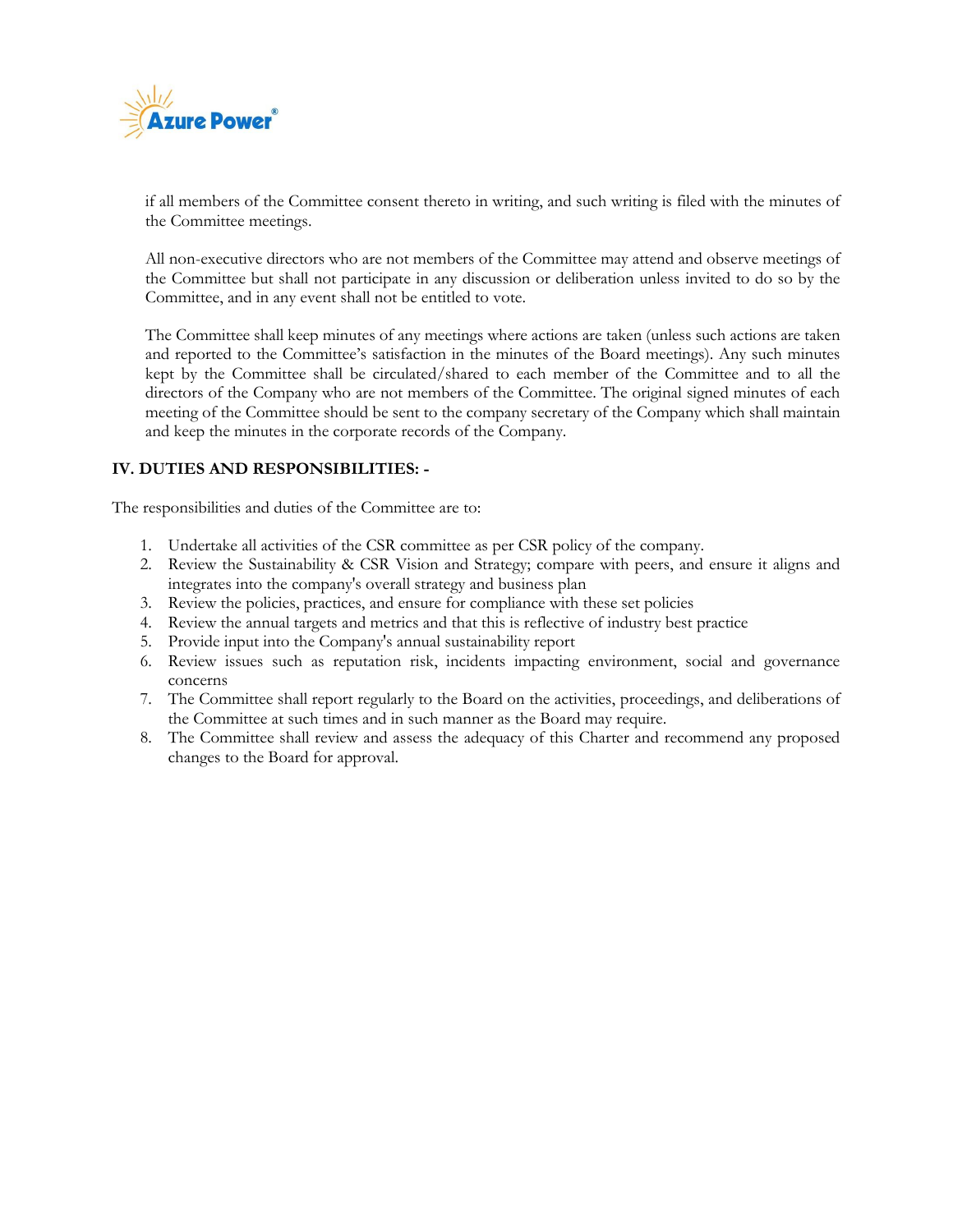if all members of the Committee consent thereto in writing, and such writing is filed with the minutes of the Committee meetings.

All non-executive directors who are not members of the Committee may attend and observe meetings of the Committee but shall not participate in any discussion or deliberation unless invited to do so by the Committee, and in any event shall not be entitled to vote.

The Committee shall keep minutes of any meetings where actions are taken (unless such actions are taken and reported to the Committee's satisfaction in the minutes of the Board meetings). Any such minutes kept by the Committee shall be circulated/shared to each member of the Committee and to all the directors of the Company who are not members of the Committee. The original signed minutes of each meeting of the Committee should be sent to the company secretary of the Company which shall maintain and keep the minutes in the corporate records of the Company.

## IV. DUTIES AND RESPONSIBILITIES: -

The responsibilities and duties of the Committee are to:

1. Undertake all activities of the CSR committee as per CSR policy of the company.
2. Review the Sustainability & CSR Vision and Strategy; compare with peers, and ensure it aligns and integrates into the company's overall strategy and business plan
3. Review the policies, practices, and ensure for compliance with these set policies
4. Review the annual targets and metrics and that this is reflective of industry best practice
5. Provide input into the Company's annual sustainability report
6. Review issues such as reputation risk, incidents impacting environment, social and governance concerns
7. The Committee shall report regularly to the Board on the activities, proceedings, and deliberations of the Committee at such times and in such manner as the Board may require.
8. The Committee shall review and assess the adequacy of this Charter and recommend any proposed changes to the Board for approval.